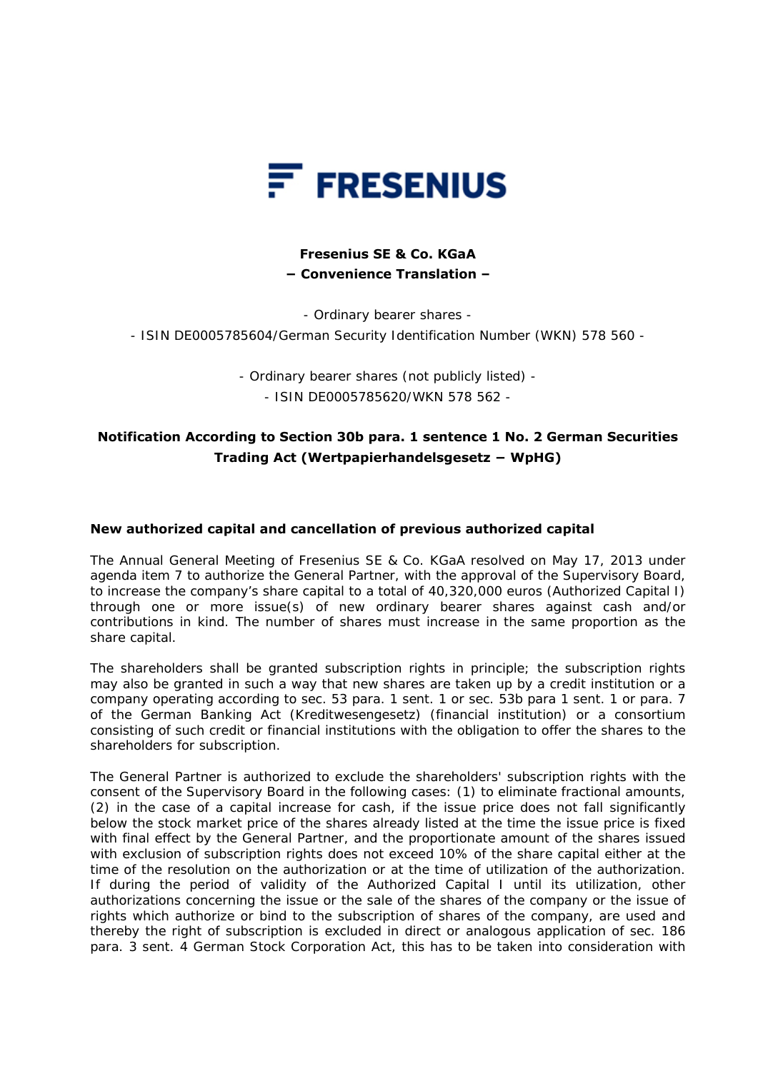**Fresenius SE & Co. KGaA**
**– Convenience Translation –**

- Ordinary bearer shares -
- ISIN DE0005785604/German Security Identification Number (WKN) 578 560 -

- Ordinary bearer shares (not publicly listed) -
- ISIN DE0005785620/WKN 578 562 -

## Notification According to Section 30b para. 1 sentence 1 No. 2 German Securities Trading Act (Wertpapierhandelsgesetz – WpHG)

### New authorized capital and cancellation of previous authorized capital

The Annual General Meeting of Fresenius SE & Co. KGaA resolved on May 17, 2013 under agenda item 7 to authorize the General Partner, with the approval of the Supervisory Board, to increase the company's share capital to a total of 40,320,000 euros (Authorized Capital I) through one or more issue(s) of new ordinary bearer shares against cash and/or contributions in kind. The number of shares must increase in the same proportion as the share capital.

The shareholders shall be granted subscription rights in principle; the subscription rights may also be granted in such a way that new shares are taken up by a credit institution or a company operating according to sec. 53 para. 1 sent. 1 or sec. 53b para 1 sent. 1 or para. 7 of the German Banking Act (Kreditwesengesetz) (financial institution) or a consortium consisting of such credit or financial institutions with the obligation to offer the shares to the shareholders for subscription.

The General Partner is authorized to exclude the shareholders' subscription rights with the consent of the Supervisory Board in the following cases: (1) to eliminate fractional amounts, (2) in the case of a capital increase for cash, if the issue price does not fall significantly below the stock market price of the shares already listed at the time the issue price is fixed with final effect by the General Partner, and the proportionate amount of the shares issued with exclusion of subscription rights does not exceed 10% of the share capital either at the time of the resolution on the authorization or at the time of utilization of the authorization. If during the period of validity of the Authorized Capital I until its utilization, other authorizations concerning the issue or the sale of the shares of the company or the issue of rights which authorize or bind to the subscription of shares of the company, are used and thereby the right of subscription is excluded in direct or analogous application of sec. 186 para. 3 sent. 4 German Stock Corporation Act, this has to be taken into consideration with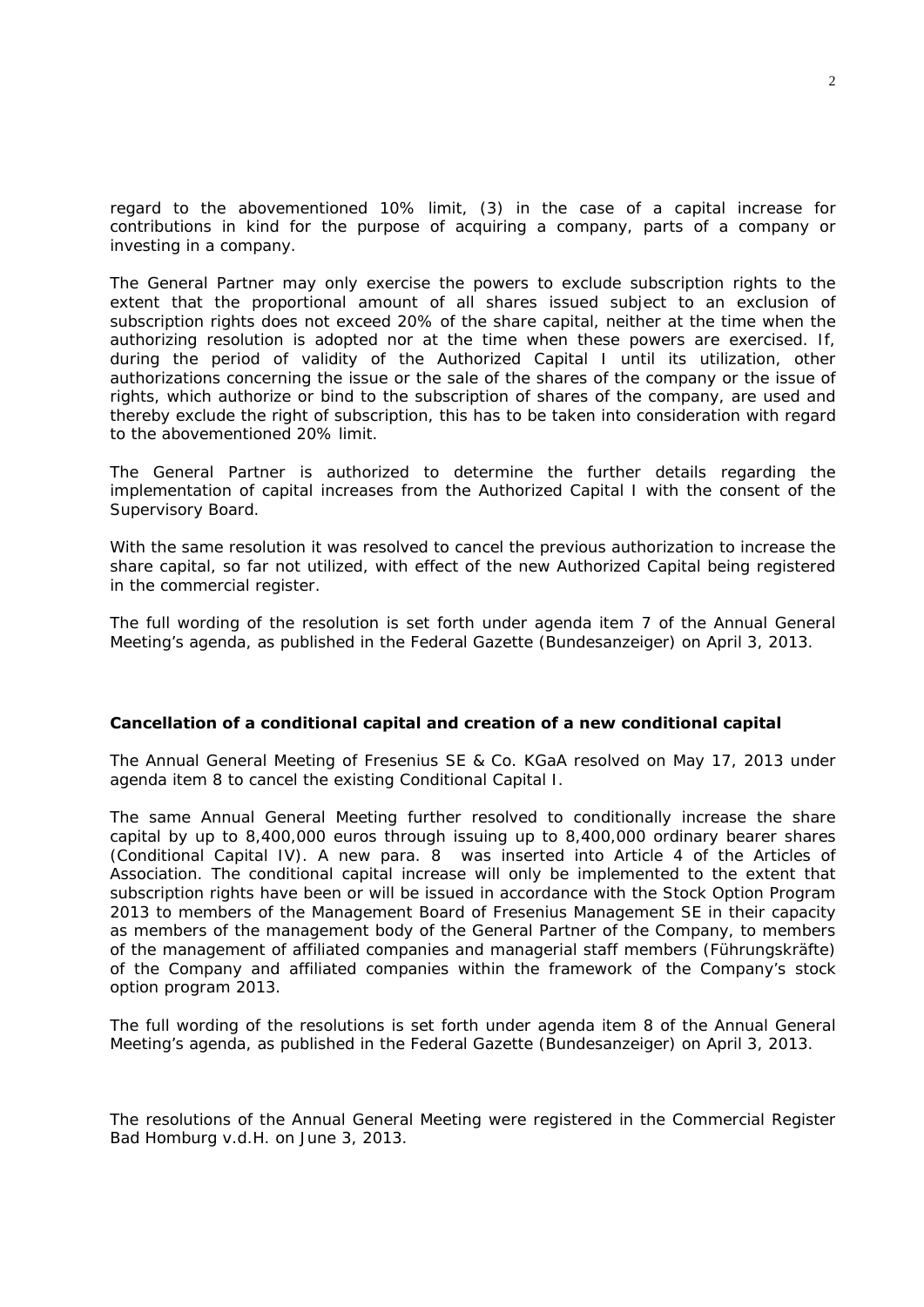regard to the abovementioned 10% limit, (3) in the case of a capital increase for contributions in kind for the purpose of acquiring a company, parts of a company or investing in a company.

The General Partner may only exercise the powers to exclude subscription rights to the extent that the proportional amount of all shares issued subject to an exclusion of subscription rights does not exceed 20% of the share capital, neither at the time when the authorizing resolution is adopted nor at the time when these powers are exercised. If, during the period of validity of the Authorized Capital I until its utilization, other authorizations concerning the issue or the sale of the shares of the company or the issue of rights, which authorize or bind to the subscription of shares of the company, are used and thereby exclude the right of subscription, this has to be taken into consideration with regard to the abovementioned 20% limit.

The General Partner is authorized to determine the further details regarding the implementation of capital increases from the Authorized Capital I with the consent of the Supervisory Board.

With the same resolution it was resolved to cancel the previous authorization to increase the share capital, so far not utilized, with effect of the new Authorized Capital being registered in the commercial register.

The full wording of the resolution is set forth under agenda item 7 of the Annual General Meeting's agenda, as published in the Federal Gazette (Bundesanzeiger) on April 3, 2013.

**Cancellation of a conditional capital and creation of a new conditional capital**

The Annual General Meeting of Fresenius SE & Co. KGaA resolved on May 17, 2013 under agenda item 8 to cancel the existing Conditional Capital I.

The same Annual General Meeting further resolved to conditionally increase the share capital by up to 8,400,000 euros through issuing up to 8,400,000 ordinary bearer shares (Conditional Capital IV). A new para. 8 was inserted into Article 4 of the Articles of Association. The conditional capital increase will only be implemented to the extent that subscription rights have been or will be issued in accordance with the Stock Option Program 2013 to members of the Management Board of Fresenius Management SE in their capacity as members of the management body of the General Partner of the Company, to members of the management of affiliated companies and managerial staff members (Führungskräfte) of the Company and affiliated companies within the framework of the Company's stock option program 2013.

The full wording of the resolutions is set forth under agenda item 8 of the Annual General Meeting's agenda, as published in the Federal Gazette (Bundesanzeiger) on April 3, 2013.

The resolutions of the Annual General Meeting were registered in the Commercial Register Bad Homburg v.d.H. on June 3, 2013.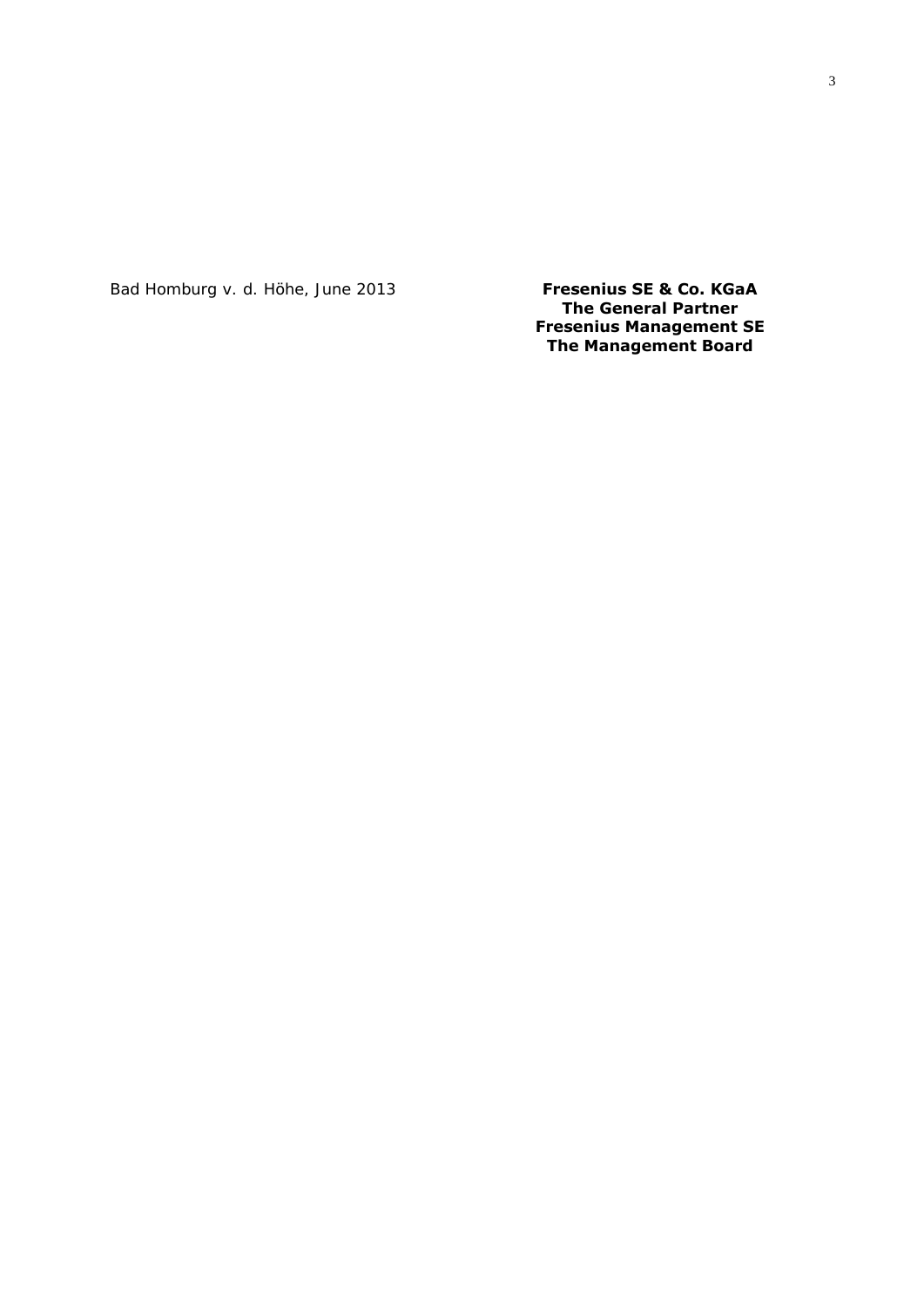Bad Homburg v. d. Höhe, June 2013

**Fresenius SE & Co. KGaA**
**The General Partner**
**Fresenius Management SE**
**The Management Board**